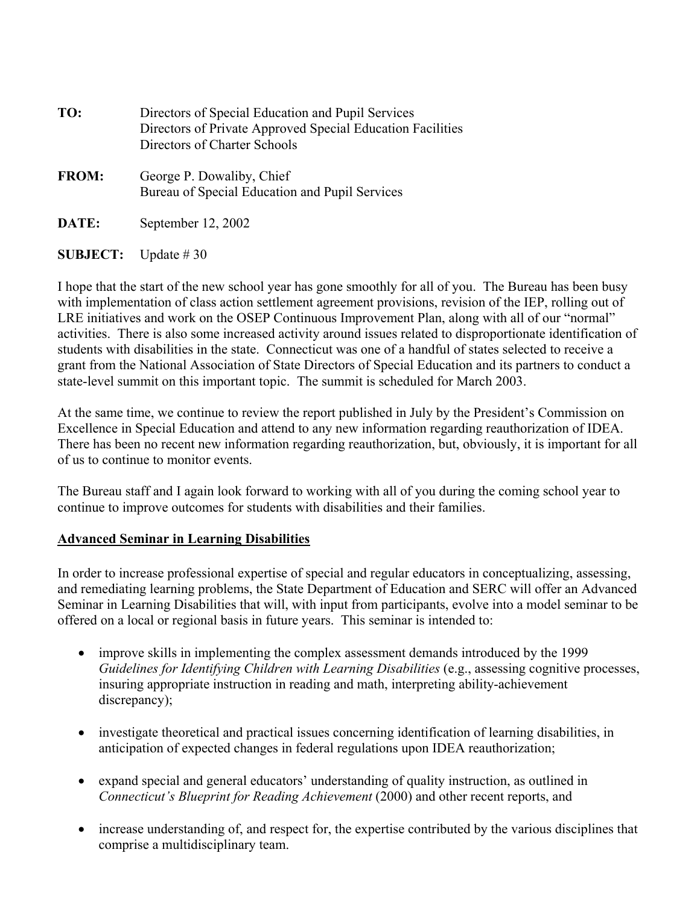**TO:** Directors of Special Education and Pupil Services
Directors of Private Approved Special Education Facilities
Directors of Charter Schools

**FROM:** George P. Dowaliby, Chief
Bureau of Special Education and Pupil Services

**DATE:** September 12, 2002

**SUBJECT:** Update # 30

I hope that the start of the new school year has gone smoothly for all of you. The Bureau has been busy with implementation of class action settlement agreement provisions, revision of the IEP, rolling out of LRE initiatives and work on the OSEP Continuous Improvement Plan, along with all of our "normal" activities. There is also some increased activity around issues related to disproportionate identification of students with disabilities in the state. Connecticut was one of a handful of states selected to receive a grant from the National Association of State Directors of Special Education and its partners to conduct a state-level summit on this important topic. The summit is scheduled for March 2003.

At the same time, we continue to review the report published in July by the President's Commission on Excellence in Special Education and attend to any new information regarding reauthorization of IDEA. There has been no recent new information regarding reauthorization, but, obviously, it is important for all of us to continue to monitor events.

The Bureau staff and I again look forward to working with all of you during the coming school year to continue to improve outcomes for students with disabilities and their families.

## Advanced Seminar in Learning Disabilities

In order to increase professional expertise of special and regular educators in conceptualizing, assessing, and remediating learning problems, the State Department of Education and SERC will offer an Advanced Seminar in Learning Disabilities that will, with input from participants, evolve into a model seminar to be offered on a local or regional basis in future years. This seminar is intended to:

- improve skills in implementing the complex assessment demands introduced by the 1999 *Guidelines for Identifying Children with Learning Disabilities* (e.g., assessing cognitive processes, insuring appropriate instruction in reading and math, interpreting ability-achievement discrepancy);

- investigate theoretical and practical issues concerning identification of learning disabilities, in anticipation of expected changes in federal regulations upon IDEA reauthorization;

- expand special and general educators' understanding of quality instruction, as outlined in *Connecticut's Blueprint for Reading Achievement* (2000) and other recent reports, and

- increase understanding of, and respect for, the expertise contributed by the various disciplines that comprise a multidisciplinary team.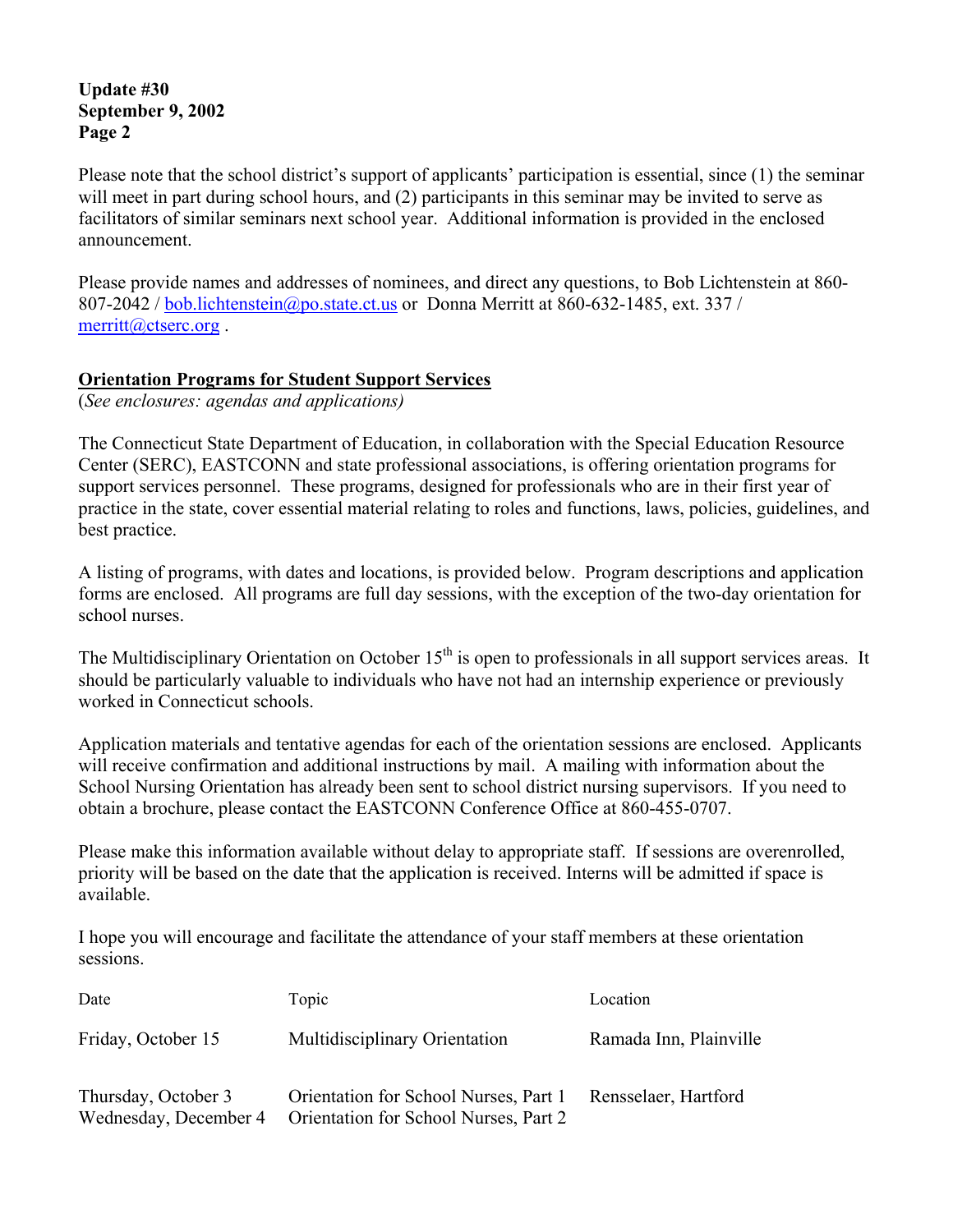Please note that the school district's support of applicants' participation is essential, since (1) the seminar will meet in part during school hours, and (2) participants in this seminar may be invited to serve as facilitators of similar seminars next school year. Additional information is provided in the enclosed announcement.

Please provide names and addresses of nominees, and direct any questions, to Bob Lichtenstein at 860-807-2042 / bob.lichtenstein@po.state.ct.us or Donna Merritt at 860-632-1485, ext. 337 / merritt@ctserc.org .

## Orientation Programs for Student Support Services

(*See enclosures: agendas and applications)*

The Connecticut State Department of Education, in collaboration with the Special Education Resource Center (SERC), EASTCONN and state professional associations, is offering orientation programs for support services personnel. These programs, designed for professionals who are in their first year of practice in the state, cover essential material relating to roles and functions, laws, policies, guidelines, and best practice.

A listing of programs, with dates and locations, is provided below. Program descriptions and application forms are enclosed. All programs are full day sessions, with the exception of the two-day orientation for school nurses.

The Multidisciplinary Orientation on October 15th is open to professionals in all support services areas. It should be particularly valuable to individuals who have not had an internship experience or previously worked in Connecticut schools.

Application materials and tentative agendas for each of the orientation sessions are enclosed. Applicants will receive confirmation and additional instructions by mail. A mailing with information about the School Nursing Orientation has already been sent to school district nursing supervisors. If you need to obtain a brochure, please contact the EASTCONN Conference Office at 860-455-0707.

Please make this information available without delay to appropriate staff. If sessions are overenrolled, priority will be based on the date that the application is received. Interns will be admitted if space is available.

I hope you will encourage and facilitate the attendance of your staff members at these orientation sessions.

| Date | Topic | Location |
|---|---|---|
| Friday, October 15 | Multidisciplinary Orientation | Ramada Inn, Plainville |
| Thursday, October 3<br>Wednesday, December 4 | Orientation for School Nurses, Part 1<br>Orientation for School Nurses, Part 2 | Rensselaer, Hartford |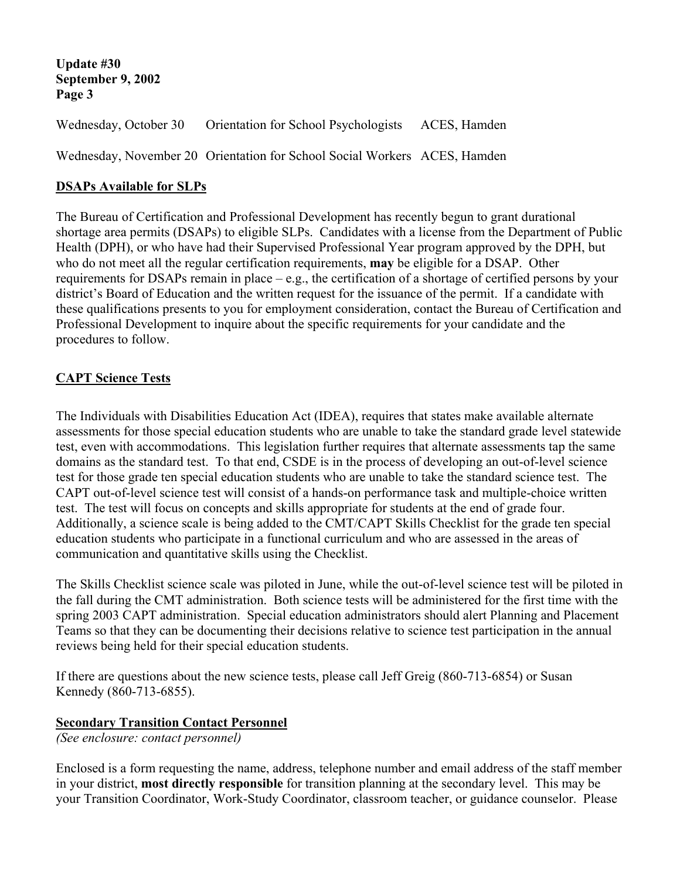Wednesday, October 30 Orientation for School Psychologists ACES, Hamden

Wednesday, November 20 Orientation for School Social Workers ACES, Hamden

## DSAPs Available for SLPs

The Bureau of Certification and Professional Development has recently begun to grant durational shortage area permits (DSAPs) to eligible SLPs. Candidates with a license from the Department of Public Health (DPH), or who have had their Supervised Professional Year program approved by the DPH, but who do not meet all the regular certification requirements, **may** be eligible for a DSAP. Other requirements for DSAPs remain in place – e.g., the certification of a shortage of certified persons by your district's Board of Education and the written request for the issuance of the permit. If a candidate with these qualifications presents to you for employment consideration, contact the Bureau of Certification and Professional Development to inquire about the specific requirements for your candidate and the procedures to follow.

## CAPT Science Tests

The Individuals with Disabilities Education Act (IDEA), requires that states make available alternate assessments for those special education students who are unable to take the standard grade level statewide test, even with accommodations. This legislation further requires that alternate assessments tap the same domains as the standard test. To that end, CSDE is in the process of developing an out-of-level science test for those grade ten special education students who are unable to take the standard science test. The CAPT out-of-level science test will consist of a hands-on performance task and multiple-choice written test. The test will focus on concepts and skills appropriate for students at the end of grade four. Additionally, a science scale is being added to the CMT/CAPT Skills Checklist for the grade ten special education students who participate in a functional curriculum and who are assessed in the areas of communication and quantitative skills using the Checklist.

The Skills Checklist science scale was piloted in June, while the out-of-level science test will be piloted in the fall during the CMT administration. Both science tests will be administered for the first time with the spring 2003 CAPT administration. Special education administrators should alert Planning and Placement Teams so that they can be documenting their decisions relative to science test participation in the annual reviews being held for their special education students.

If there are questions about the new science tests, please call Jeff Greig (860-713-6854) or Susan Kennedy (860-713-6855).

## Secondary Transition Contact Personnel

*(See enclosure: contact personnel)*

Enclosed is a form requesting the name, address, telephone number and email address of the staff member in your district, **most directly responsible** for transition planning at the secondary level. This may be your Transition Coordinator, Work-Study Coordinator, classroom teacher, or guidance counselor. Please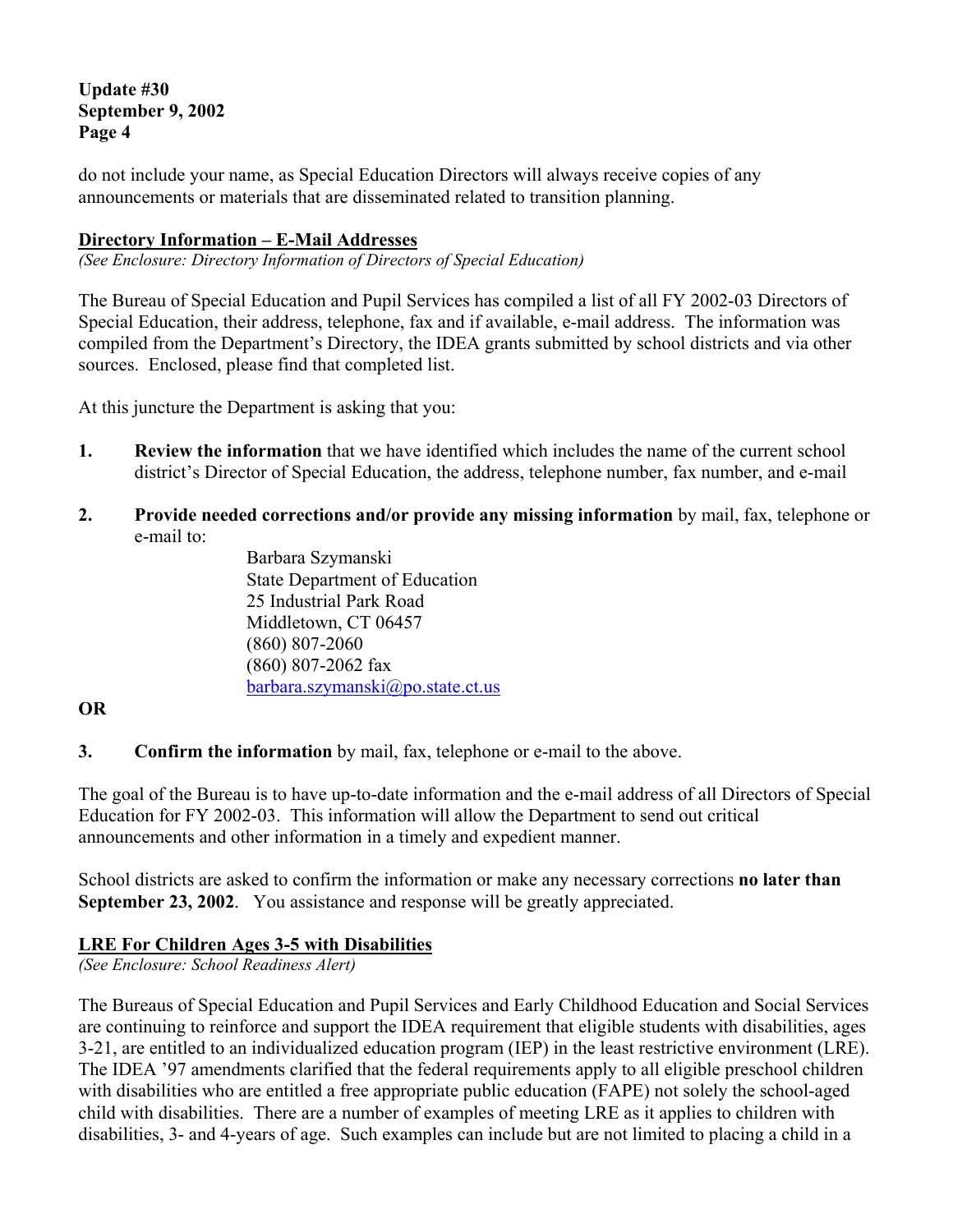do not include your name, as Special Education Directors will always receive copies of any announcements or materials that are disseminated related to transition planning.

## Directory Information – E-Mail Addresses

*(See Enclosure: Directory Information of Directors of Special Education)*

The Bureau of Special Education and Pupil Services has compiled a list of all FY 2002-03 Directors of Special Education, their address, telephone, fax and if available, e-mail address. The information was compiled from the Department's Directory, the IDEA grants submitted by school districts and via other sources. Enclosed, please find that completed list.

At this juncture the Department is asking that you:

1. **Review the information** that we have identified which includes the name of the current school district's Director of Special Education, the address, telephone number, fax number, and e-mail

2. **Provide needed corrections and/or provide any missing information** by mail, fax, telephone or e-mail to:

   Barbara Szymanski
   State Department of Education
   25 Industrial Park Road
   Middletown, CT 06457
   (860) 807-2060
   (860) 807-2062 fax
   barbara.szymanski@po.state.ct.us

**OR**

3. **Confirm the information** by mail, fax, telephone or e-mail to the above.

The goal of the Bureau is to have up-to-date information and the e-mail address of all Directors of Special Education for FY 2002-03. This information will allow the Department to send out critical announcements and other information in a timely and expedient manner.

School districts are asked to confirm the information or make any necessary corrections **no later than September 23, 2002**. You assistance and response will be greatly appreciated.

## LRE For Children Ages 3-5 with Disabilities

*(See Enclosure: School Readiness Alert)*

The Bureaus of Special Education and Pupil Services and Early Childhood Education and Social Services are continuing to reinforce and support the IDEA requirement that eligible students with disabilities, ages 3-21, are entitled to an individualized education program (IEP) in the least restrictive environment (LRE). The IDEA '97 amendments clarified that the federal requirements apply to all eligible preschool children with disabilities who are entitled a free appropriate public education (FAPE) not solely the school-aged child with disabilities. There are a number of examples of meeting LRE as it applies to children with disabilities, 3- and 4-years of age. Such examples can include but are not limited to placing a child in a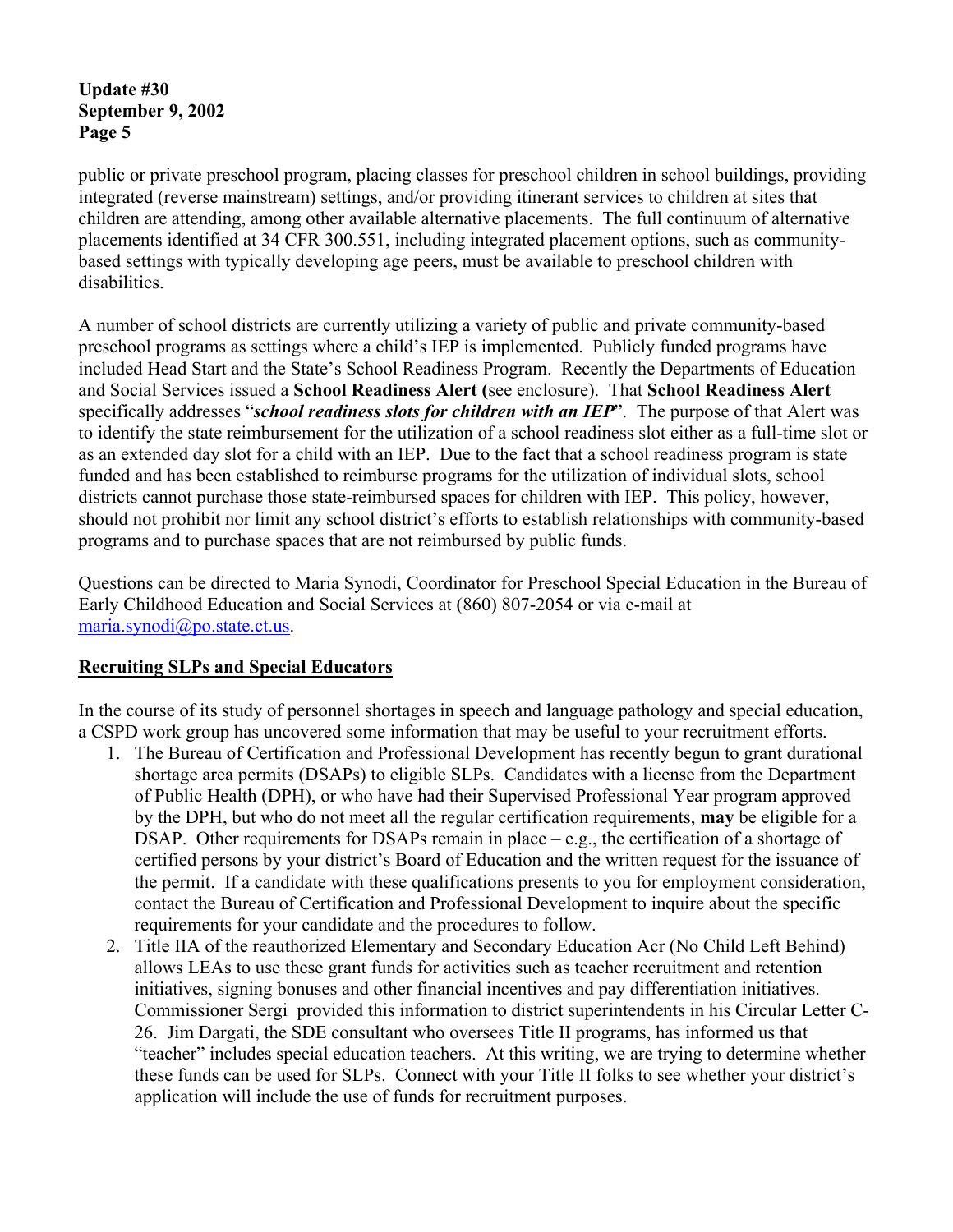public or private preschool program, placing classes for preschool children in school buildings, providing integrated (reverse mainstream) settings, and/or providing itinerant services to children at sites that children are attending, among other available alternative placements. The full continuum of alternative placements identified at 34 CFR 300.551, including integrated placement options, such as community-based settings with typically developing age peers, must be available to preschool children with disabilities.

A number of school districts are currently utilizing a variety of public and private community-based preschool programs as settings where a child's IEP is implemented. Publicly funded programs have included Head Start and the State's School Readiness Program. Recently the Departments of Education and Social Services issued a **School Readiness Alert (**see enclosure). That **School Readiness Alert** specifically addresses "***school readiness slots for children with an IEP***". The purpose of that Alert was to identify the state reimbursement for the utilization of a school readiness slot either as a full-time slot or as an extended day slot for a child with an IEP. Due to the fact that a school readiness program is state funded and has been established to reimburse programs for the utilization of individual slots, school districts cannot purchase those state-reimbursed spaces for children with IEP. This policy, however, should not prohibit nor limit any school district's efforts to establish relationships with community-based programs and to purchase spaces that are not reimbursed by public funds.

Questions can be directed to Maria Synodi, Coordinator for Preschool Special Education in the Bureau of Early Childhood Education and Social Services at (860) 807-2054 or via e-mail at maria.synodi@po.state.ct.us.

## Recruiting SLPs and Special Educators

In the course of its study of personnel shortages in speech and language pathology and special education, a CSPD work group has uncovered some information that may be useful to your recruitment efforts.

1. The Bureau of Certification and Professional Development has recently begun to grant durational shortage area permits (DSAPs) to eligible SLPs. Candidates with a license from the Department of Public Health (DPH), or who have had their Supervised Professional Year program approved by the DPH, but who do not meet all the regular certification requirements, **may** be eligible for a DSAP. Other requirements for DSAPs remain in place – e.g., the certification of a shortage of certified persons by your district's Board of Education and the written request for the issuance of the permit. If a candidate with these qualifications presents to you for employment consideration, contact the Bureau of Certification and Professional Development to inquire about the specific requirements for your candidate and the procedures to follow.
2. Title IIA of the reauthorized Elementary and Secondary Education Acr (No Child Left Behind) allows LEAs to use these grant funds for activities such as teacher recruitment and retention initiatives, signing bonuses and other financial incentives and pay differentiation initiatives. Commissioner Sergi provided this information to district superintendents in his Circular Letter C-26. Jim Dargati, the SDE consultant who oversees Title II programs, has informed us that "teacher" includes special education teachers. At this writing, we are trying to determine whether these funds can be used for SLPs. Connect with your Title II folks to see whether your district's application will include the use of funds for recruitment purposes.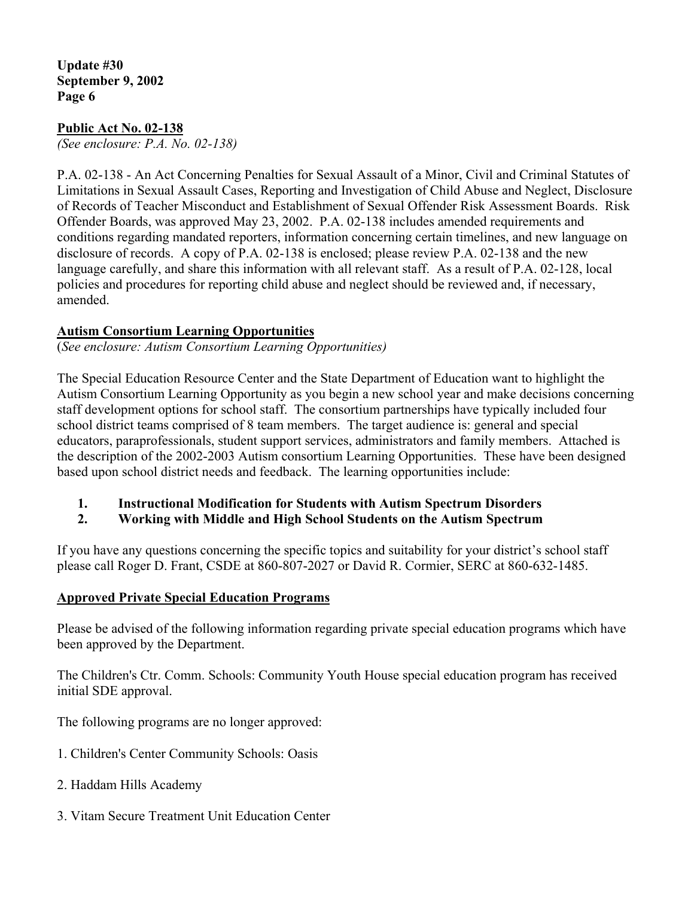## Public Act No. 02-138

*(See enclosure: P.A. No. 02-138)*

P.A. 02-138 - An Act Concerning Penalties for Sexual Assault of a Minor, Civil and Criminal Statutes of Limitations in Sexual Assault Cases, Reporting and Investigation of Child Abuse and Neglect, Disclosure of Records of Teacher Misconduct and Establishment of Sexual Offender Risk Assessment Boards. Risk Offender Boards, was approved May 23, 2002. P.A. 02-138 includes amended requirements and conditions regarding mandated reporters, information concerning certain timelines, and new language on disclosure of records. A copy of P.A. 02-138 is enclosed; please review P.A. 02-138 and the new language carefully, and share this information with all relevant staff. As a result of P.A. 02-128, local policies and procedures for reporting child abuse and neglect should be reviewed and, if necessary, amended.

## Autism Consortium Learning Opportunities

(*See enclosure: Autism Consortium Learning Opportunities)*

The Special Education Resource Center and the State Department of Education want to highlight the Autism Consortium Learning Opportunity as you begin a new school year and make decisions concerning staff development options for school staff. The consortium partnerships have typically included four school district teams comprised of 8 team members. The target audience is: general and special educators, paraprofessionals, student support services, administrators and family members. Attached is the description of the 2002-2003 Autism consortium Learning Opportunities. These have been designed based upon school district needs and feedback. The learning opportunities include:

1. **Instructional Modification for Students with Autism Spectrum Disorders**
2. **Working with Middle and High School Students on the Autism Spectrum**

If you have any questions concerning the specific topics and suitability for your district's school staff please call Roger D. Frant, CSDE at 860-807-2027 or David R. Cormier, SERC at 860-632-1485.

## Approved Private Special Education Programs

Please be advised of the following information regarding private special education programs which have been approved by the Department.

The Children's Ctr. Comm. Schools: Community Youth House special education program has received initial SDE approval.

The following programs are no longer approved:

1. Children's Center Community Schools: Oasis
2. Haddam Hills Academy
3. Vitam Secure Treatment Unit Education Center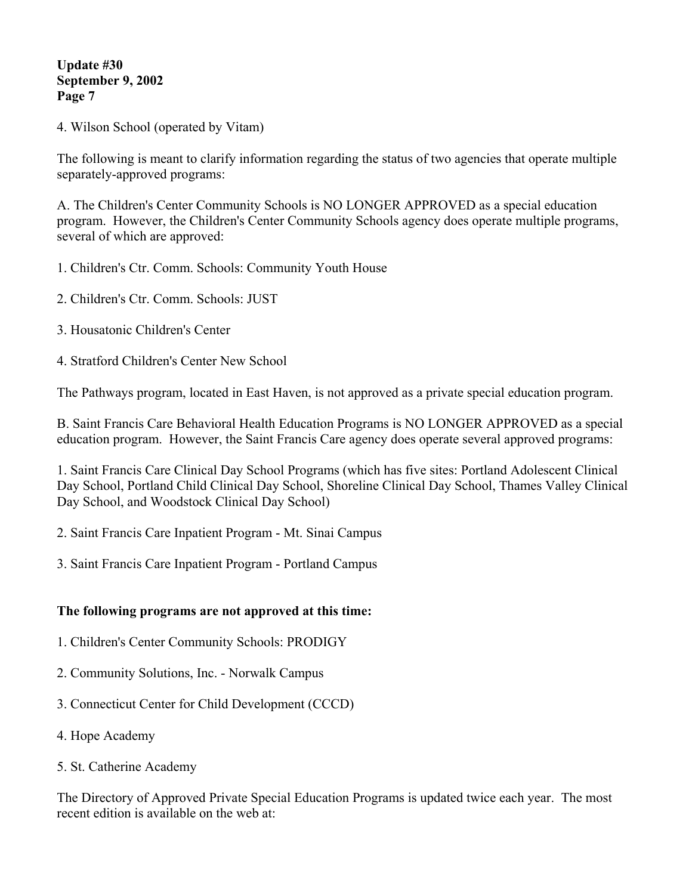4. Wilson School (operated by Vitam)

The following is meant to clarify information regarding the status of two agencies that operate multiple separately-approved programs:

A. The Children's Center Community Schools is NO LONGER APPROVED as a special education program. However, the Children's Center Community Schools agency does operate multiple programs, several of which are approved:

1. Children's Ctr. Comm. Schools: Community Youth House

2. Children's Ctr. Comm. Schools: JUST

3. Housatonic Children's Center

4. Stratford Children's Center New School

The Pathways program, located in East Haven, is not approved as a private special education program.

B. Saint Francis Care Behavioral Health Education Programs is NO LONGER APPROVED as a special education program. However, the Saint Francis Care agency does operate several approved programs:

1. Saint Francis Care Clinical Day School Programs (which has five sites: Portland Adolescent Clinical Day School, Portland Child Clinical Day School, Shoreline Clinical Day School, Thames Valley Clinical Day School, and Woodstock Clinical Day School)

2. Saint Francis Care Inpatient Program - Mt. Sinai Campus

3. Saint Francis Care Inpatient Program - Portland Campus

**The following programs are not approved at this time:**

1. Children's Center Community Schools: PRODIGY

2. Community Solutions, Inc. - Norwalk Campus

3. Connecticut Center for Child Development (CCCD)

4. Hope Academy

5. St. Catherine Academy

The Directory of Approved Private Special Education Programs is updated twice each year. The most recent edition is available on the web at: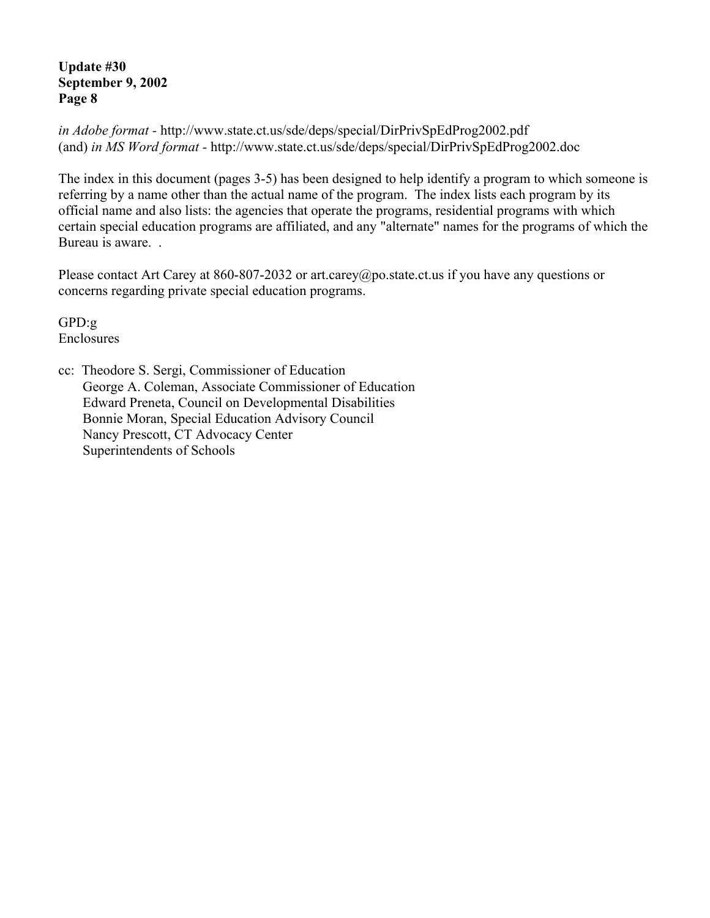*in Adobe format* - http://www.state.ct.us/sde/deps/special/DirPrivSpEdProg2002.pdf
(and) *in MS Word format* - http://www.state.ct.us/sde/deps/special/DirPrivSpEdProg2002.doc

The index in this document (pages 3-5) has been designed to help identify a program to which someone is referring by a name other than the actual name of the program. The index lists each program by its official name and also lists: the agencies that operate the programs, residential programs with which certain special education programs are affiliated, and any "alternate" names for the programs of which the Bureau is aware. .

Please contact Art Carey at 860-807-2032 or art.carey@po.state.ct.us if you have any questions or concerns regarding private special education programs.

GPD:g
Enclosures

cc: Theodore S. Sergi, Commissioner of Education
George A. Coleman, Associate Commissioner of Education
Edward Preneta, Council on Developmental Disabilities
Bonnie Moran, Special Education Advisory Council
Nancy Prescott, CT Advocacy Center
Superintendents of Schools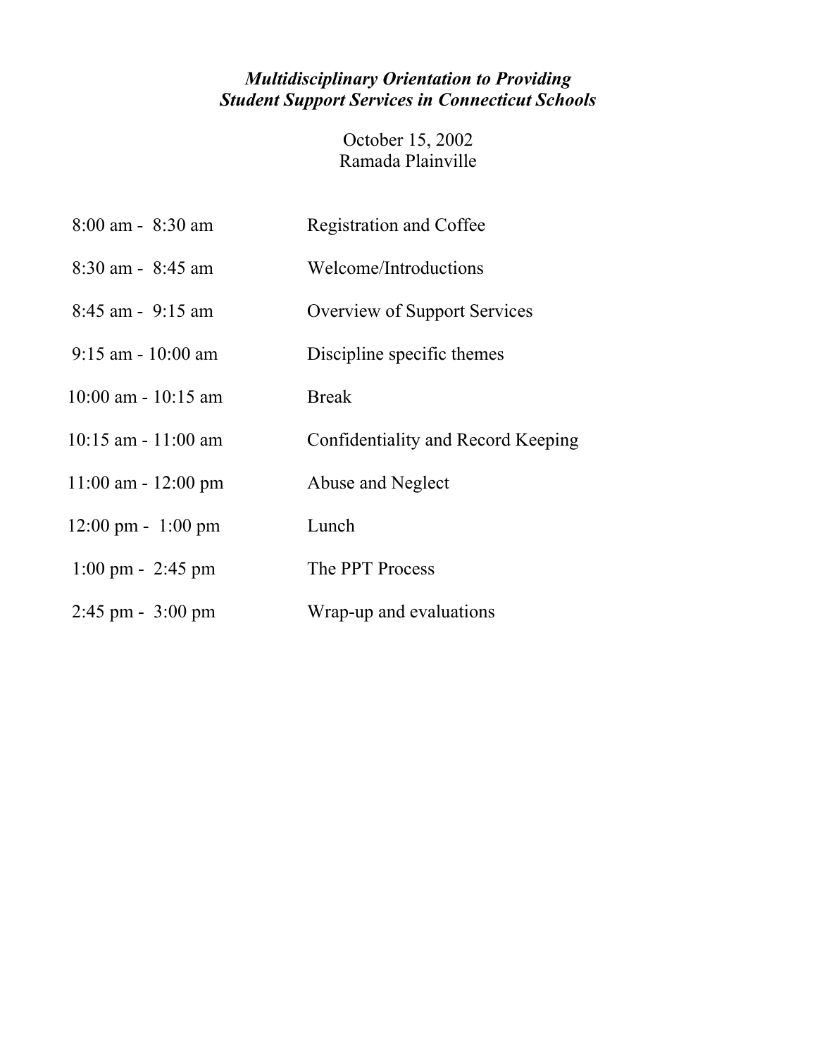***Multidisciplinary Orientation to Providing Student Support Services in Connecticut Schools***

October 15, 2002
Ramada Plainville

| | |
|---|---|
| 8:00 am - 8:30 am | Registration and Coffee |
| 8:30 am - 8:45 am | Welcome/Introductions |
| 8:45 am - 9:15 am | Overview of Support Services |
| 9:15 am - 10:00 am | Discipline specific themes |
| 10:00 am - 10:15 am | Break |
| 10:15 am - 11:00 am | Confidentiality and Record Keeping |
| 11:00 am - 12:00 pm | Abuse and Neglect |
| 12:00 pm - 1:00 pm | Lunch |
| 1:00 pm - 2:45 pm | The PPT Process |
| 2:45 pm - 3:00 pm | Wrap-up and evaluations |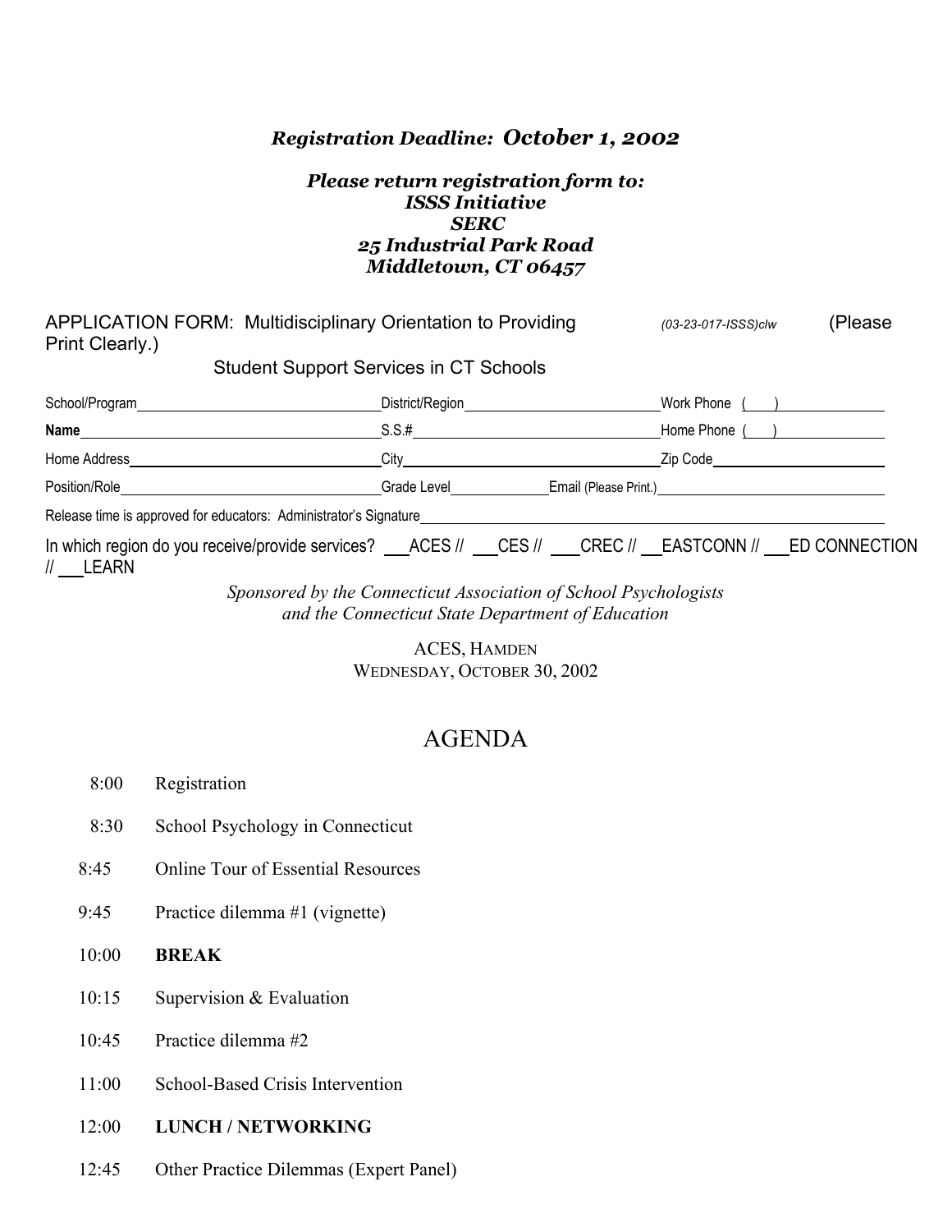***Registration Deadline:* *October 1, 2002***

***Please return registration form to:***
***ISSS Initiative***
***SERC***
***25 Industrial Park Road***
***Middletown, CT 06457***

APPLICATION FORM: Multidisciplinary Orientation to Providing *(03-23-017-ISSS)clw* (Please Print Clearly.)

Student Support Services in CT Schools

School/Program\_\_\_\_\_\_\_\_\_\_\_\_\_\_\_\_\_\_\_\_ District/Region\_\_\_\_\_\_\_\_\_\_\_\_\_\_\_\_\_\_\_\_ Work Phone ( )\_\_\_\_\_\_\_\_\_\_

**Name**\_\_\_\_\_\_\_\_\_\_\_\_\_\_\_\_\_\_\_\_ S.S.#\_\_\_\_\_\_\_\_\_\_\_\_\_\_\_\_\_\_\_\_ Home Phone ( )\_\_\_\_\_\_\_\_\_\_

Home Address\_\_\_\_\_\_\_\_\_\_\_\_\_\_\_\_\_\_\_\_ City\_\_\_\_\_\_\_\_\_\_\_\_\_\_\_\_\_\_\_\_ Zip Code\_\_\_\_\_\_\_\_\_\_\_\_\_\_\_\_\_\_\_\_

Position/Role\_\_\_\_\_\_\_\_\_\_\_\_\_\_\_\_\_\_\_\_ Grade Level\_\_\_\_\_\_\_\_\_\_ Email (Please Print.)\_\_\_\_\_\_\_\_\_\_\_\_\_\_\_\_\_\_\_\_

Release time is approved for educators: Administrator's Signature\_\_\_\_\_\_\_\_\_\_\_\_\_\_\_\_\_\_\_\_\_\_\_\_\_\_\_\_\_\_\_\_\_\_\_\_\_\_\_\_

In which region do you receive/provide services? \_\_\_ACES // \_\_\_CES // \_\_\_CREC // \_\_\_EASTCONN // \_\_\_ED CONNECTION // \_\_\_LEARN

*Sponsored by the Connecticut Association of School Psychologists*
*and the Connecticut State Department of Education*

ACES, HAMDEN
WEDNESDAY, OCTOBER 30, 2002

# AGENDA

| | |
|---|---|
| 8:00 | Registration |
| 8:30 | School Psychology in Connecticut |
| 8:45 | Online Tour of Essential Resources |
| 9:45 | Practice dilemma #1 (vignette) |
| 10:00 | **BREAK** |
| 10:15 | Supervision & Evaluation |
| 10:45 | Practice dilemma #2 |
| 11:00 | School-Based Crisis Intervention |
| 12:00 | **LUNCH / NETWORKING** |
| 12:45 | Other Practice Dilemmas (Expert Panel) |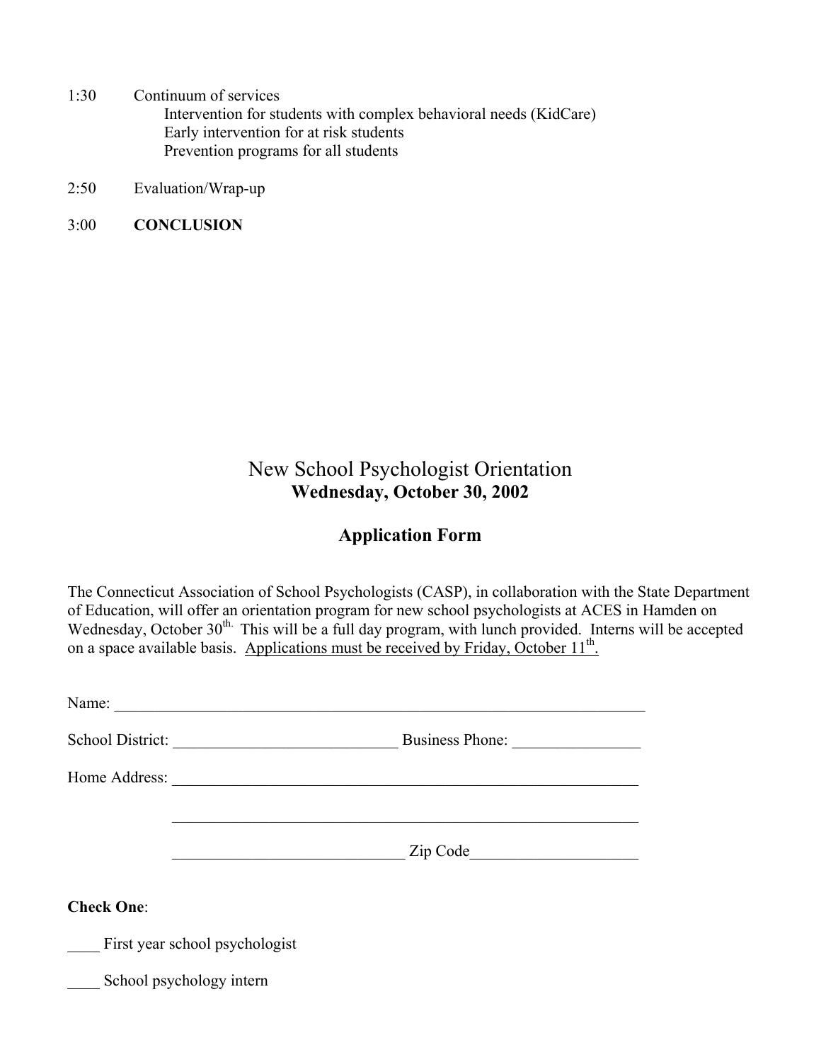1:30 Continuum of services

- Intervention for students with complex behavioral needs (KidCare)
- Early intervention for at risk students
- Prevention programs for all students

2:50 Evaluation/Wrap-up

3:00 **CONCLUSION**

# New School Psychologist Orientation

**Wednesday, October 30, 2002**

## Application Form

The Connecticut Association of School Psychologists (CASP), in collaboration with the State Department of Education, will offer an orientation program for new school psychologists at ACES in Hamden on Wednesday, October 30th. This will be a full day program, with lunch provided. Interns will be accepted on a space available basis. <u>Applications must be received by Friday, October 11th.</u>

Name: ______________________________________________________________________

School District: ___________________________ Business Phone: _______________

Home Address: ____________________________________________________________

____________________________________________________________

_____________________________ Zip Code____________________

**Check One**:

____ First year school psychologist

____ School psychology intern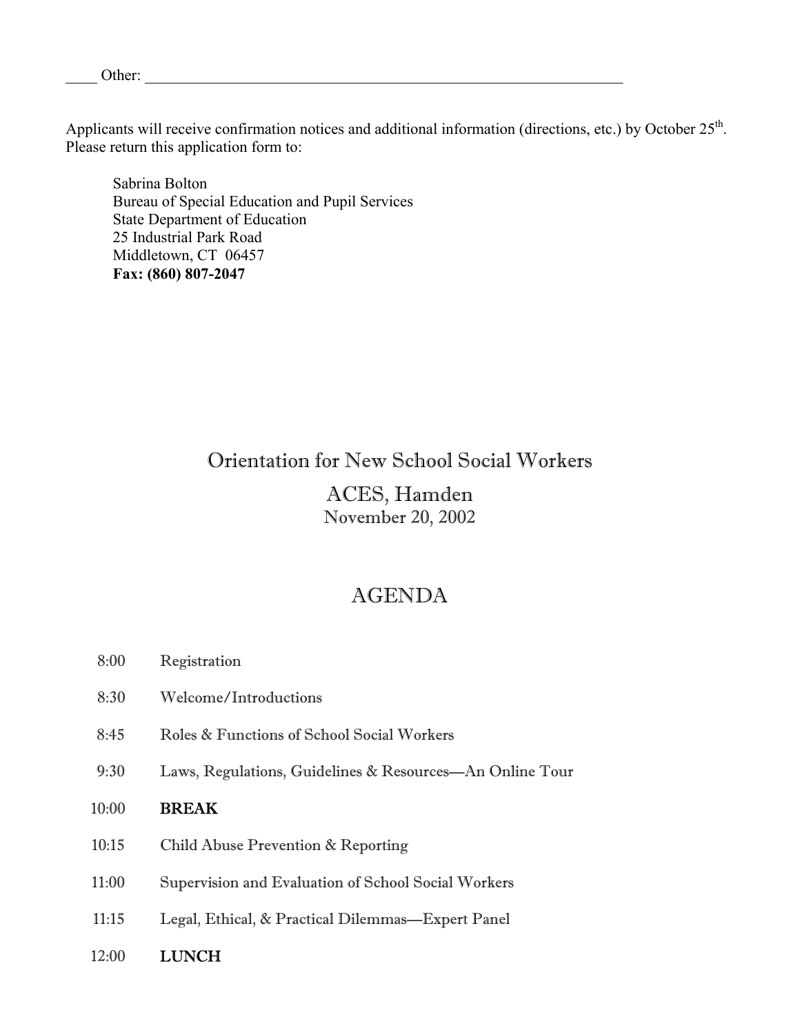____ Other: ________________________________________________________________

Applicants will receive confirmation notices and additional information (directions, etc.) by October 25th.
Please return this application form to:

Sabrina Bolton
Bureau of Special Education and Pupil Services
State Department of Education
25 Industrial Park Road
Middletown, CT 06457
**Fax: (860) 807-2047**

# Orientation for New School Social Workers

## ACES, Hamden

November 20, 2002

## AGENDA

| | |
|---|---|
| 8:00 | Registration |
| 8:30 | Welcome/Introductions |
| 8:45 | Roles & Functions of School Social Workers |
| 9:30 | Laws, Regulations, Guidelines & Resources—An Online Tour |
| 10:00 | **BREAK** |
| 10:15 | Child Abuse Prevention & Reporting |
| 11:00 | Supervision and Evaluation of School Social Workers |
| 11:15 | Legal, Ethical, & Practical Dilemmas—Expert Panel |
| 12:00 | **LUNCH** |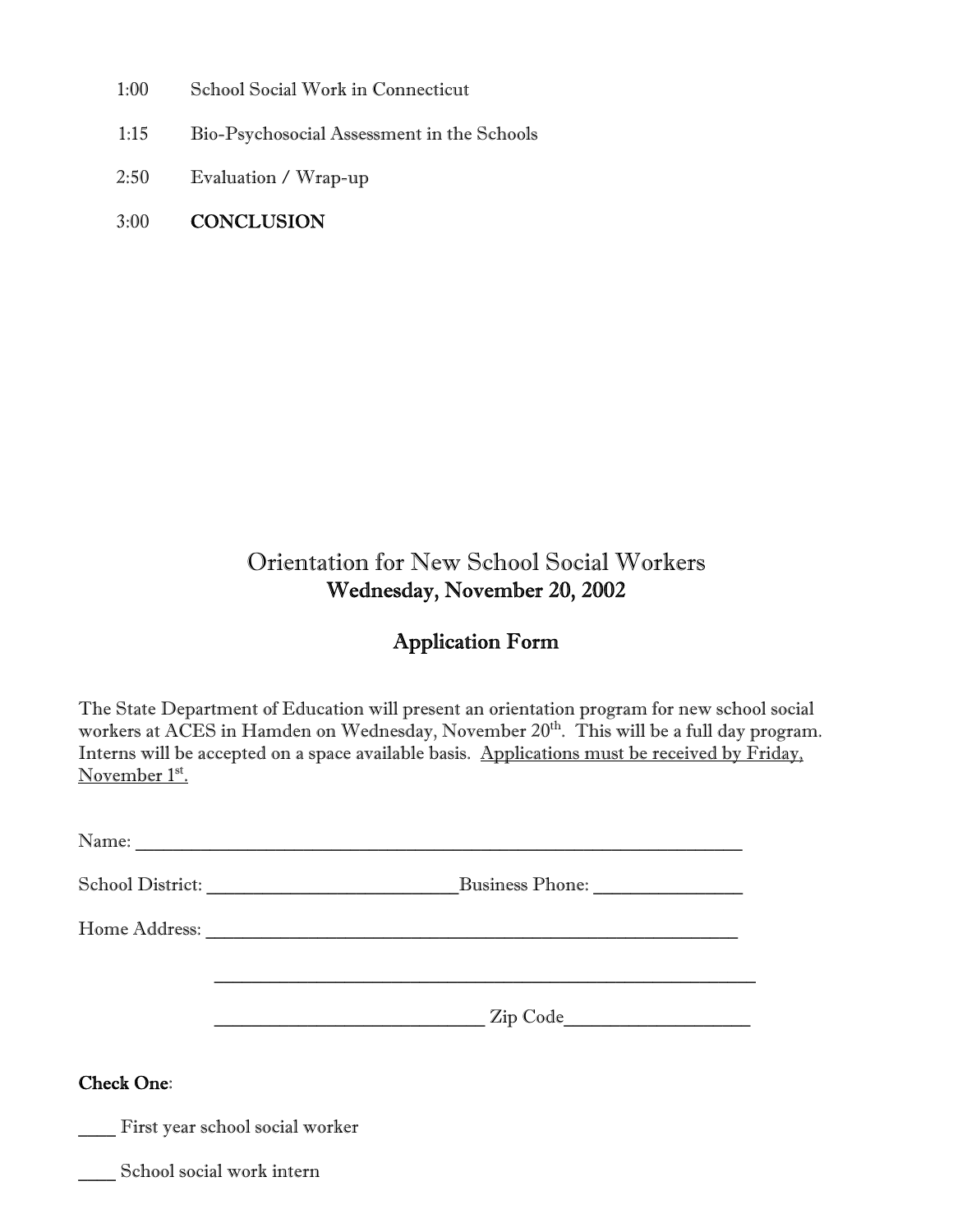| | |
|---|---|
| 1:00 | School Social Work in Connecticut |
| 1:15 | Bio-Psychosocial Assessment in the Schools |
| 2:50 | Evaluation / Wrap-up |
| 3:00 | **CONCLUSION** |

## Orientation for New School Social Workers
### Wednesday, November 20, 2002

### Application Form

The State Department of Education will present an orientation program for new school social workers at ACES in Hamden on Wednesday, November 20th. This will be a full day program. Interns will be accepted on a space available basis. Applications must be received by Friday, November 1st.

Name: ________________________________________________________________

School District: __________________________Business Phone: _______________

Home Address: ________________________________________________________

_________________________________________________________

___________________________ Zip Code___________________

**Check One**:

____ First year school social worker

____ School social work intern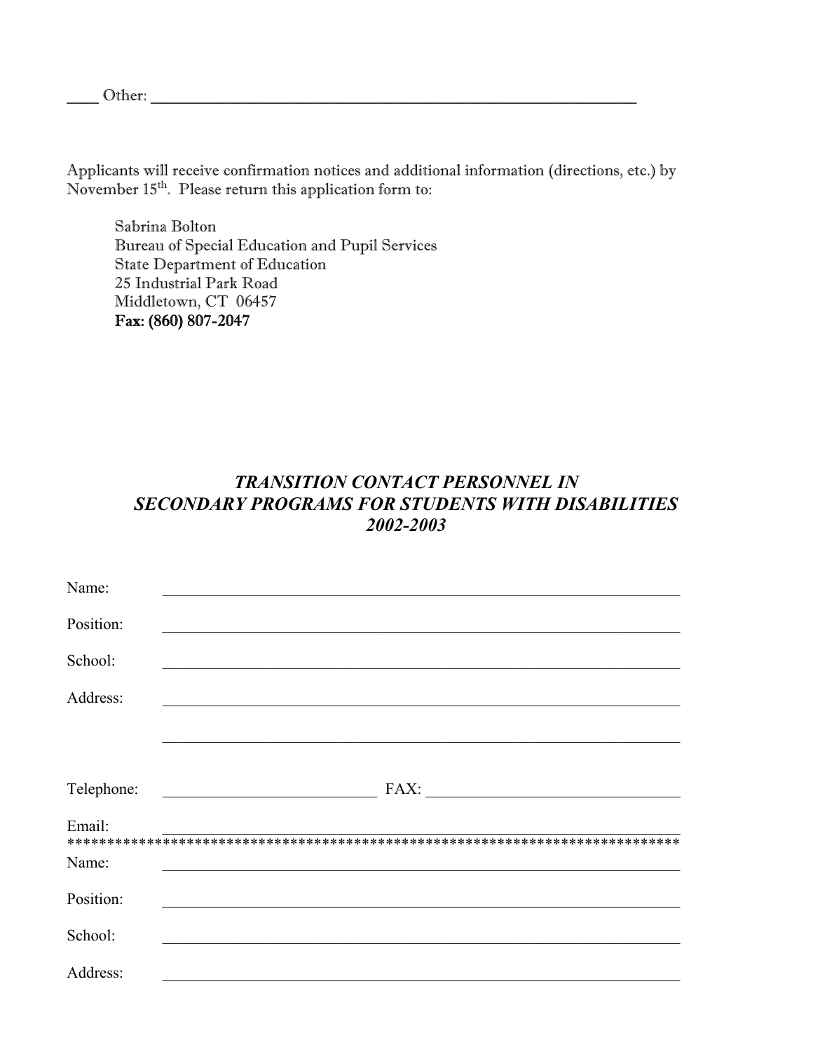____ Other: ____________________________________________________________

Applicants will receive confirmation notices and additional information (directions, etc.) by November 15th. Please return this application form to:

> Sabrina Bolton
> Bureau of Special Education and Pupil Services
> State Department of Education
> 25 Industrial Park Road
> Middletown, CT 06457
> **Fax: (860) 807-2047**

## *TRANSITION CONTACT PERSONNEL IN SECONDARY PROGRAMS FOR STUDENTS WITH DISABILITIES 2002-2003*

Name: ____________________________________________________________

Position: ____________________________________________________________

School: ____________________________________________________________

Address: ____________________________________________________________

____________________________________________________________

Telephone: ____________________________ FAX: ________________________________

Email: ____________________________________________________________

*****************************************************************************

Name: ____________________________________________________________

Position: ____________________________________________________________

School: ____________________________________________________________

Address: ____________________________________________________________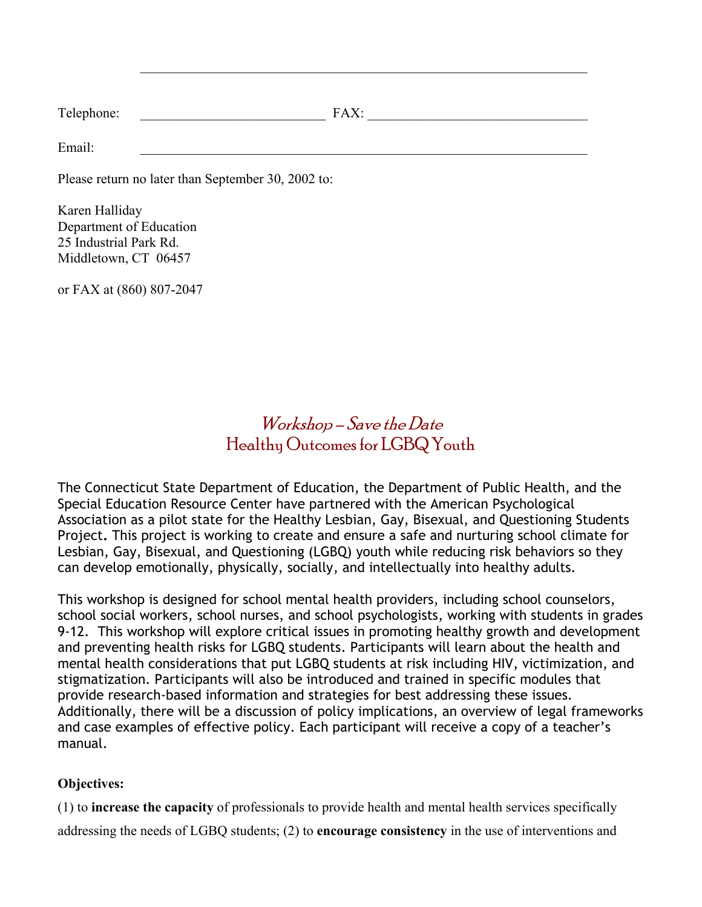\_\_\_\_\_\_\_\_\_\_\_\_\_\_\_\_\_\_\_\_\_\_\_\_\_\_\_\_\_\_\_\_\_\_\_\_\_\_\_\_\_\_\_\_\_\_\_\_\_\_\_\_\_\_\_\_

Telephone: \_\_\_\_\_\_\_\_\_\_\_\_\_\_\_\_\_\_\_\_\_\_\_\_ FAX: \_\_\_\_\_\_\_\_\_\_\_\_\_\_\_\_\_\_\_\_\_\_\_\_\_\_\_\_

Email: \_\_\_\_\_\_\_\_\_\_\_\_\_\_\_\_\_\_\_\_\_\_\_\_\_\_\_\_\_\_\_\_\_\_\_\_\_\_\_\_\_\_\_\_\_\_\_\_\_\_\_\_\_\_\_\_

Please return no later than September 30, 2002 to:

Karen Halliday
Department of Education
25 Industrial Park Rd.
Middletown, CT 06457

or FAX at (860) 807-2047

## *Workshop – Save the Date*
## Healthy Outcomes for LGBQ Youth

The Connecticut State Department of Education, the Department of Public Health, and the Special Education Resource Center have partnered with the American Psychological Association as a pilot state for the Healthy Lesbian, Gay, Bisexual, and Questioning Students Project. This project is working to create and ensure a safe and nurturing school climate for Lesbian, Gay, Bisexual, and Questioning (LGBQ) youth while reducing risk behaviors so they can develop emotionally, physically, socially, and intellectually into healthy adults.

This workshop is designed for school mental health providers, including school counselors, school social workers, school nurses, and school psychologists, working with students in grades 9-12. This workshop will explore critical issues in promoting healthy growth and development and preventing health risks for LGBQ students. Participants will learn about the health and mental health considerations that put LGBQ students at risk including HIV, victimization, and stigmatization. Participants will also be introduced and trained in specific modules that provide research-based information and strategies for best addressing these issues. Additionally, there will be a discussion of policy implications, an overview of legal frameworks and case examples of effective policy. Each participant will receive a copy of a teacher's manual.

**Objectives:**

(1) to **increase the capacity** of professionals to provide health and mental health services specifically addressing the needs of LGBQ students; (2) to **encourage consistency** in the use of interventions and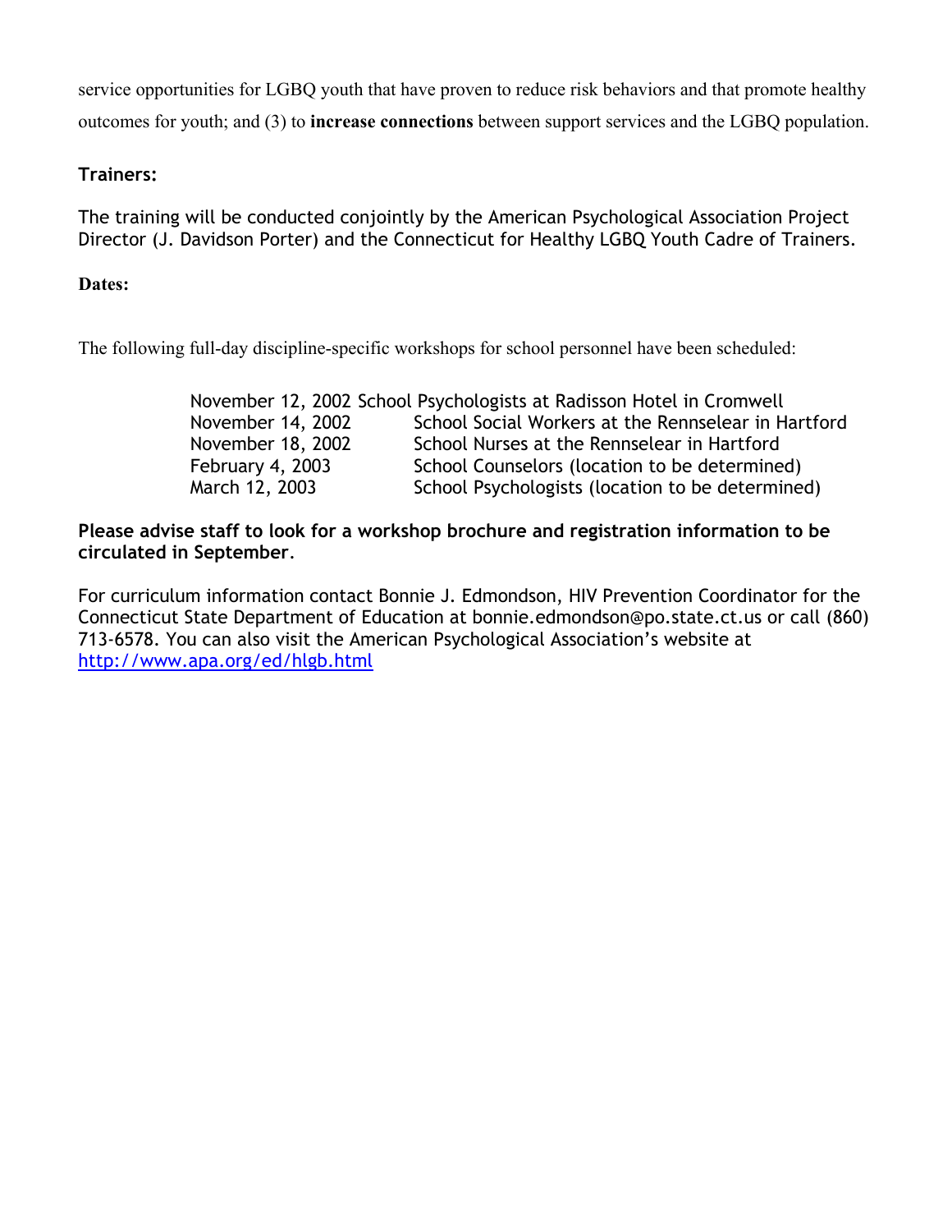service opportunities for LGBQ youth that have proven to reduce risk behaviors and that promote healthy outcomes for youth; and (3) to **increase connections** between support services and the LGBQ population.

### Trainers:

The training will be conducted conjointly by the American Psychological Association Project Director (J. Davidson Porter) and the Connecticut for Healthy LGBQ Youth Cadre of Trainers.

### Dates:

The following full-day discipline-specific workshops for school personnel have been scheduled:

| | |
|---|---|
| November 12, 2002 | School Psychologists at Radisson Hotel in Cromwell |
| November 14, 2002 | School Social Workers at the Rennselear in Hartford |
| November 18, 2002 | School Nurses at the Rennselear in Hartford |
| February 4, 2003 | School Counselors (location to be determined) |
| March 12, 2003 | School Psychologists (location to be determined) |

**Please advise staff to look for a workshop brochure and registration information to be circulated in September**.

For curriculum information contact Bonnie J. Edmondson, HIV Prevention Coordinator for the Connecticut State Department of Education at bonnie.edmondson@po.state.ct.us or call (860) 713-6578. You can also visit the American Psychological Association's website at http://www.apa.org/ed/hlgb.html